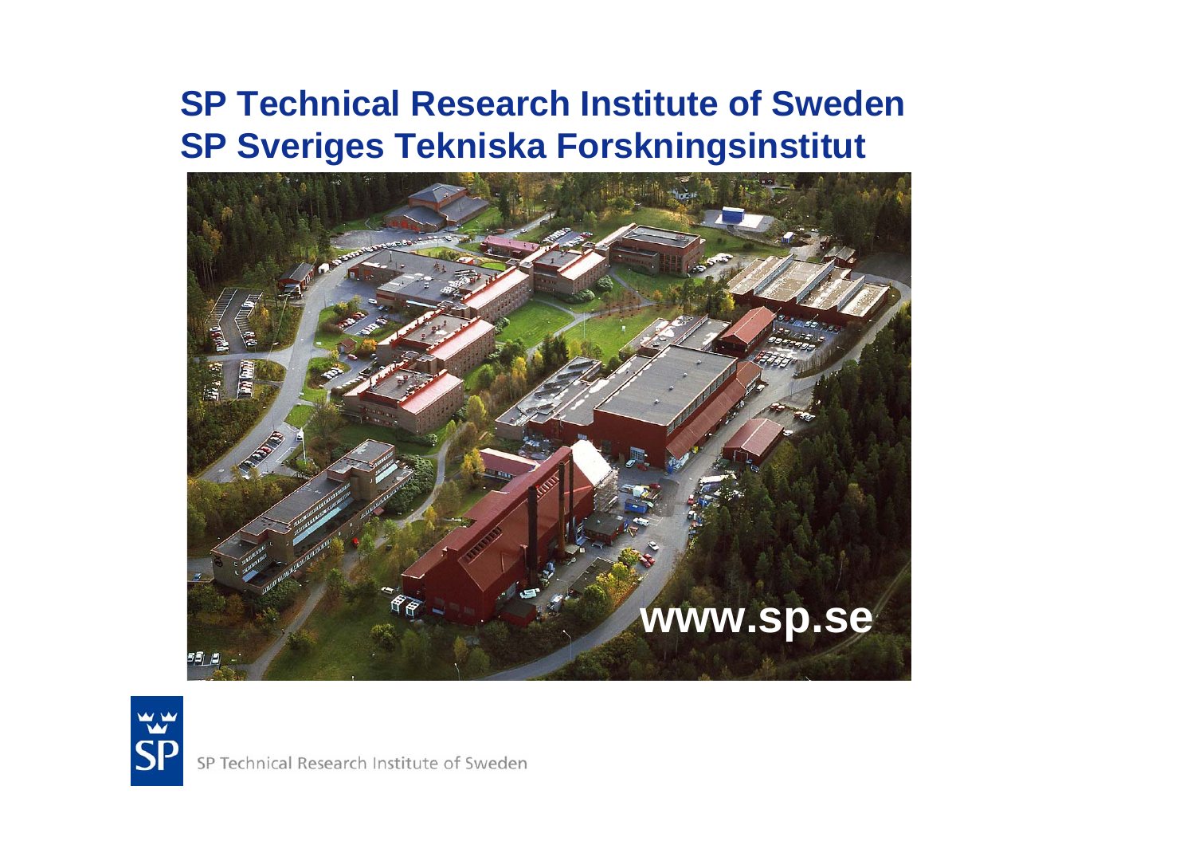# SP Technical Research Institute of Sweden
# SP Sveriges Tekniska Forskningsinstitut

www.sp.se

SP Technical Research Institute of Sweden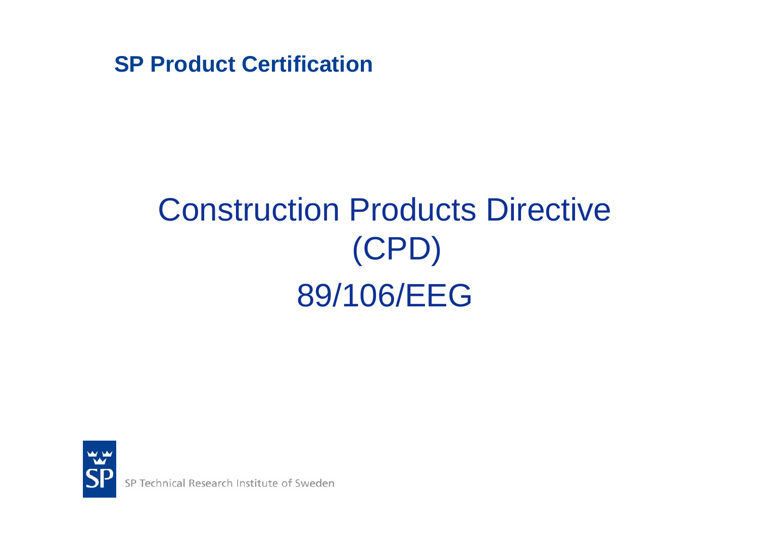**SP Product Certification**

# Construction Products Directive (CPD) 89/106/EEG

SP Technical Research Institute of Sweden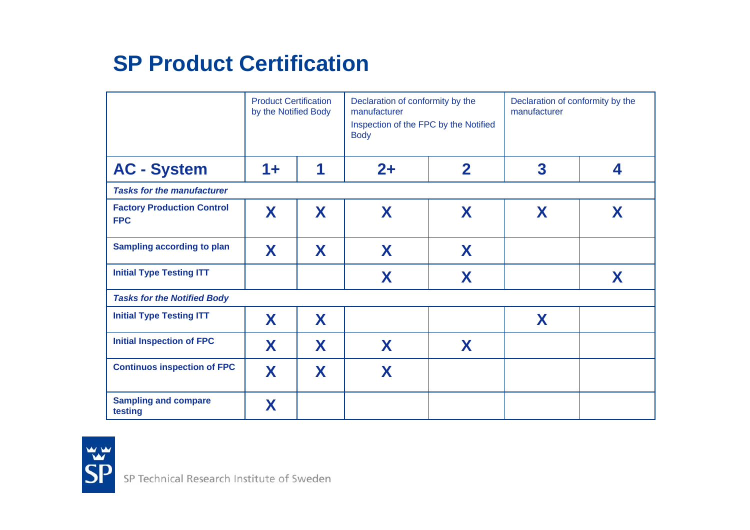# SP Product Certification

| | Product Certification by the Notified Body | | Declaration of conformity by the manufacturer<br>Inspection of the FPC by the Notified Body | | Declaration of conformity by the manufacturer | |
|---|---|---|---|---|---|---|
| **AC - System** | **1+** | **1** | **2+** | **2** | **3** | **4** |
| ***Tasks for the manufacturer*** | | | | | | |
| **Factory Production Control FPC** | **X** | **X** | **X** | **X** | **X** | **X** |
| **Sampling according to plan** | **X** | **X** | **X** | **X** | | |
| **Initial Type Testing ITT** | | | **X** | **X** | | **X** |
| ***Tasks for the Notified Body*** | | | | | | |
| **Initial Type Testing ITT** | **X** | **X** | | | **X** | |
| **Initial Inspection of FPC** | **X** | **X** | **X** | **X** | | |
| **Continuos inspection of FPC** | **X** | **X** | **X** | | | |
| **Sampling and compare testing** | **X** | | | | | |

SP Technical Research Institute of Sweden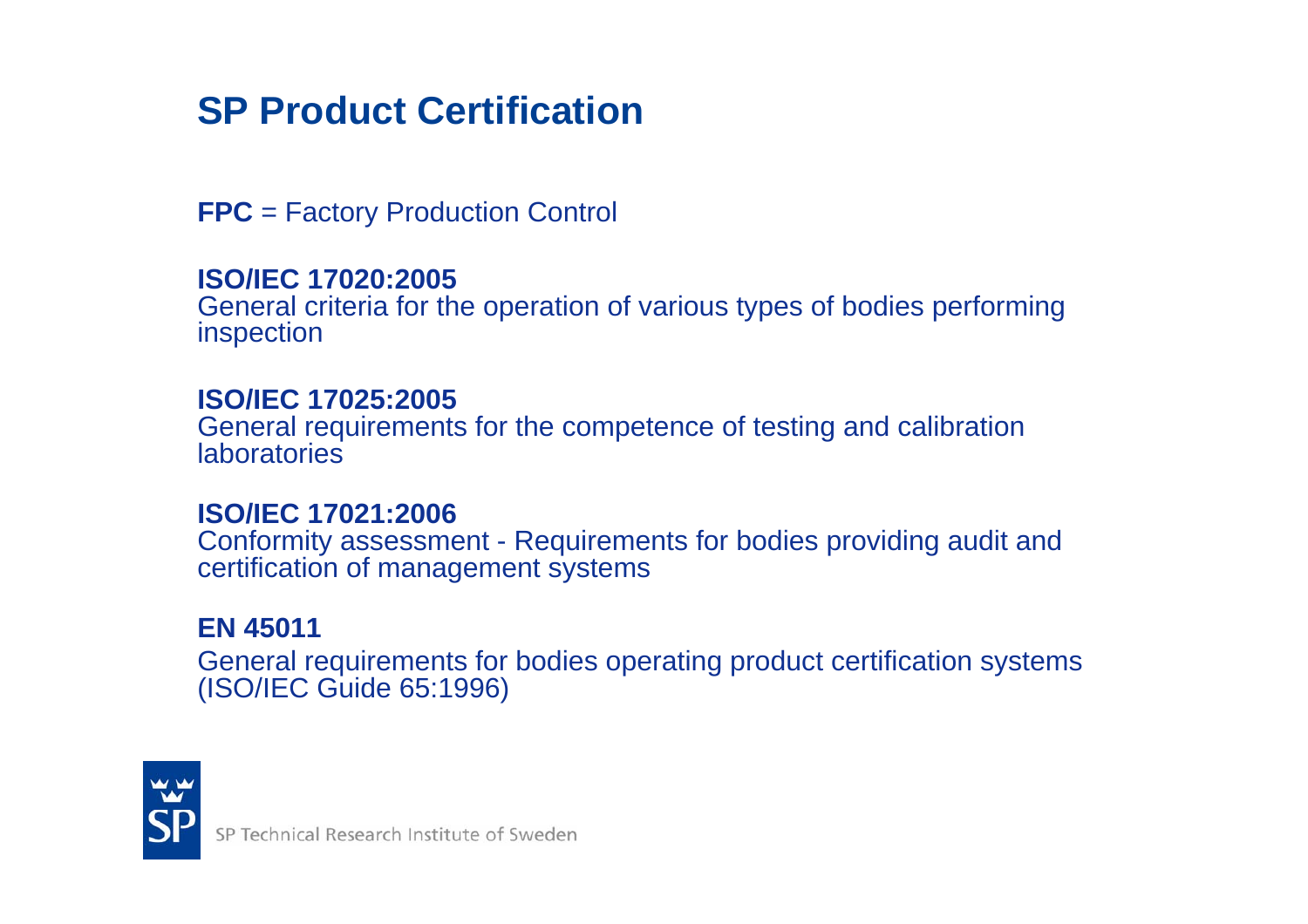# SP Product Certification

**FPC** = Factory Production Control

**ISO/IEC 17020:2005**
General criteria for the operation of various types of bodies performing inspection

**ISO/IEC 17025:2005**
General requirements for the competence of testing and calibration laboratories

**ISO/IEC 17021:2006**
Conformity assessment - Requirements for bodies providing audit and certification of management systems

**EN 45011**
General requirements for bodies operating product certification systems (ISO/IEC Guide 65:1996)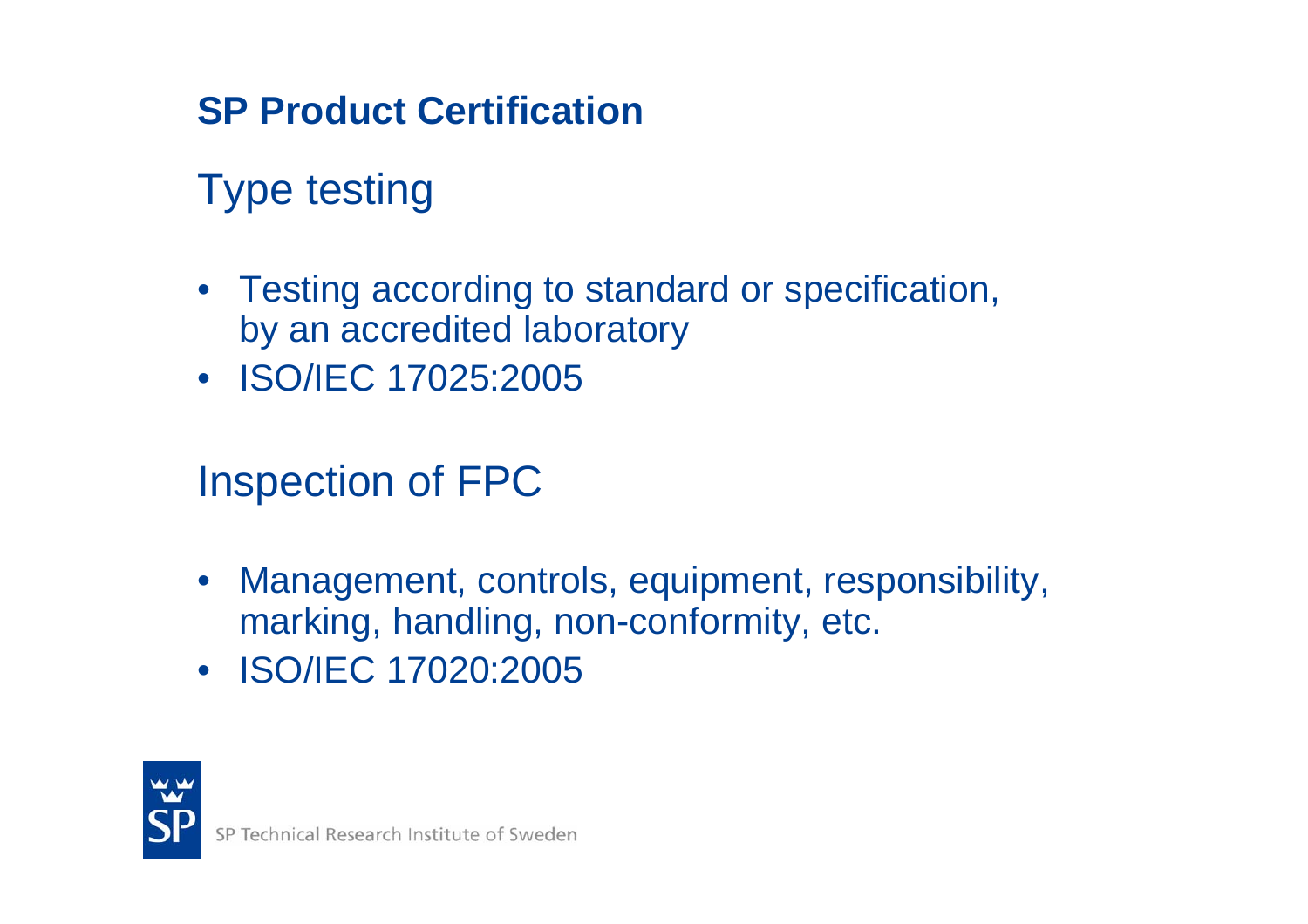## SP Product Certification

### Type testing

- Testing according to standard or specification, by an accredited laboratory
- ISO/IEC 17025:2005

### Inspection of FPC

- Management, controls, equipment, responsibility, marking, handling, non-conformity, etc.
- ISO/IEC 17020:2005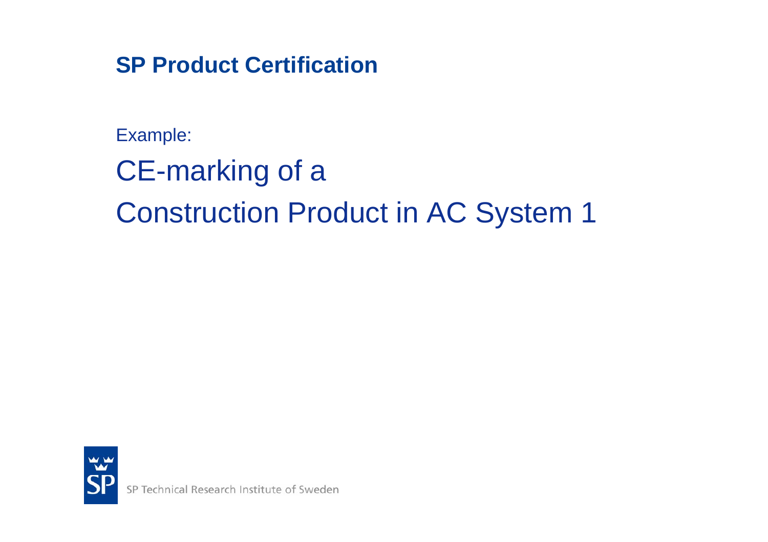**SP Product Certification**

Example:

# CE-marking of a Construction Product in AC System 1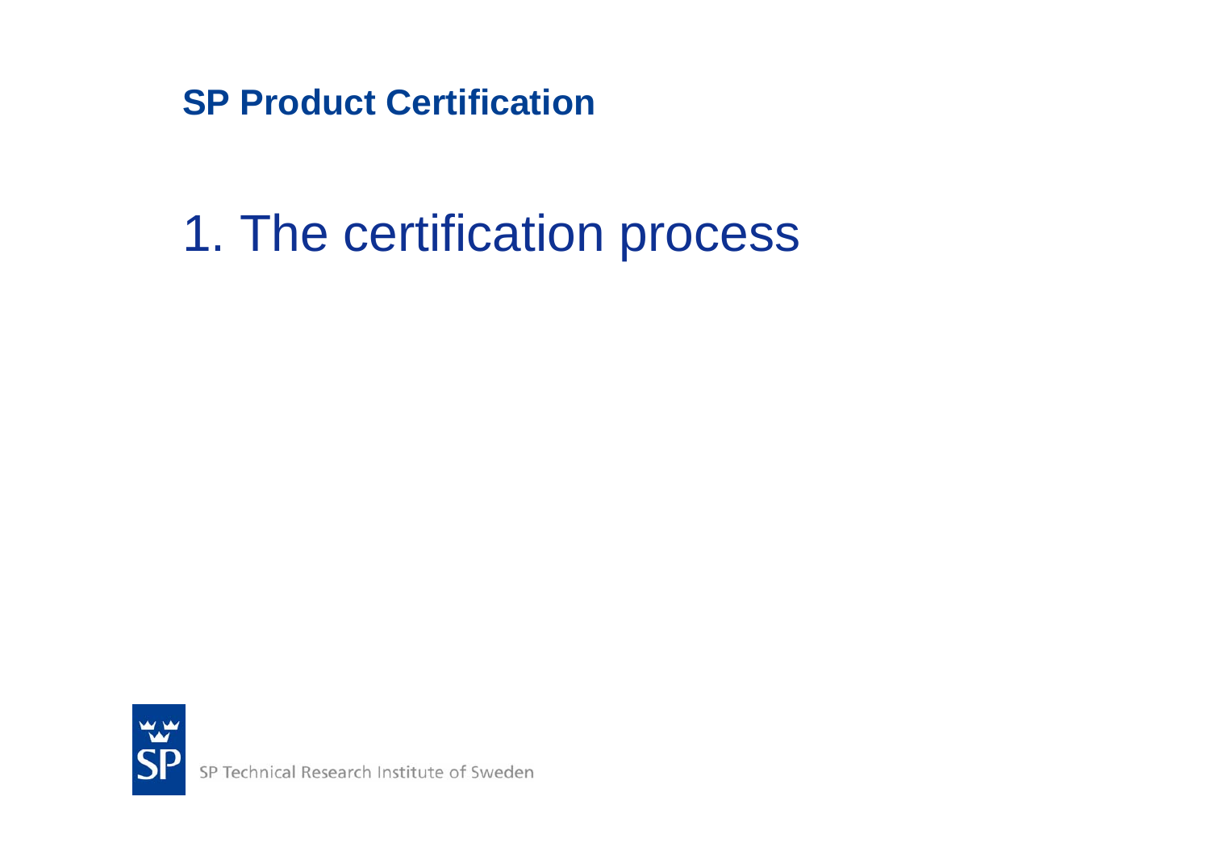**SP Product Certification**

# 1. The certification process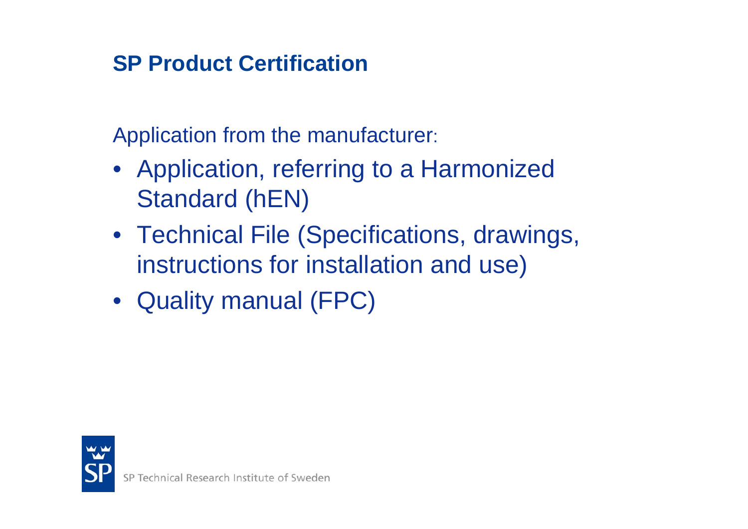## SP Product Certification

Application from the manufacturer:

- Application, referring to a Harmonized Standard (hEN)
- Technical File (Specifications, drawings, instructions for installation and use)
- Quality manual (FPC)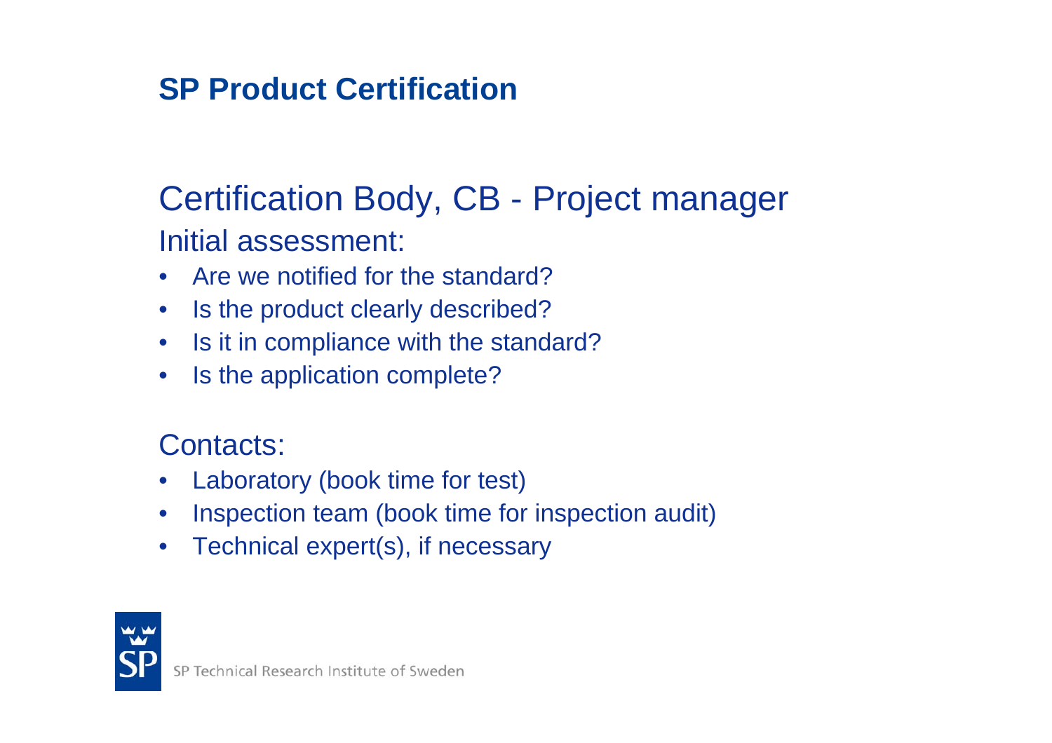## SP Product Certification

### Certification Body, CB - Project manager

Initial assessment:

- Are we notified for the standard?
- Is the product clearly described?
- Is it in compliance with the standard?
- Is the application complete?

Contacts:

- Laboratory (book time for test)
- Inspection team (book time for inspection audit)
- Technical expert(s), if necessary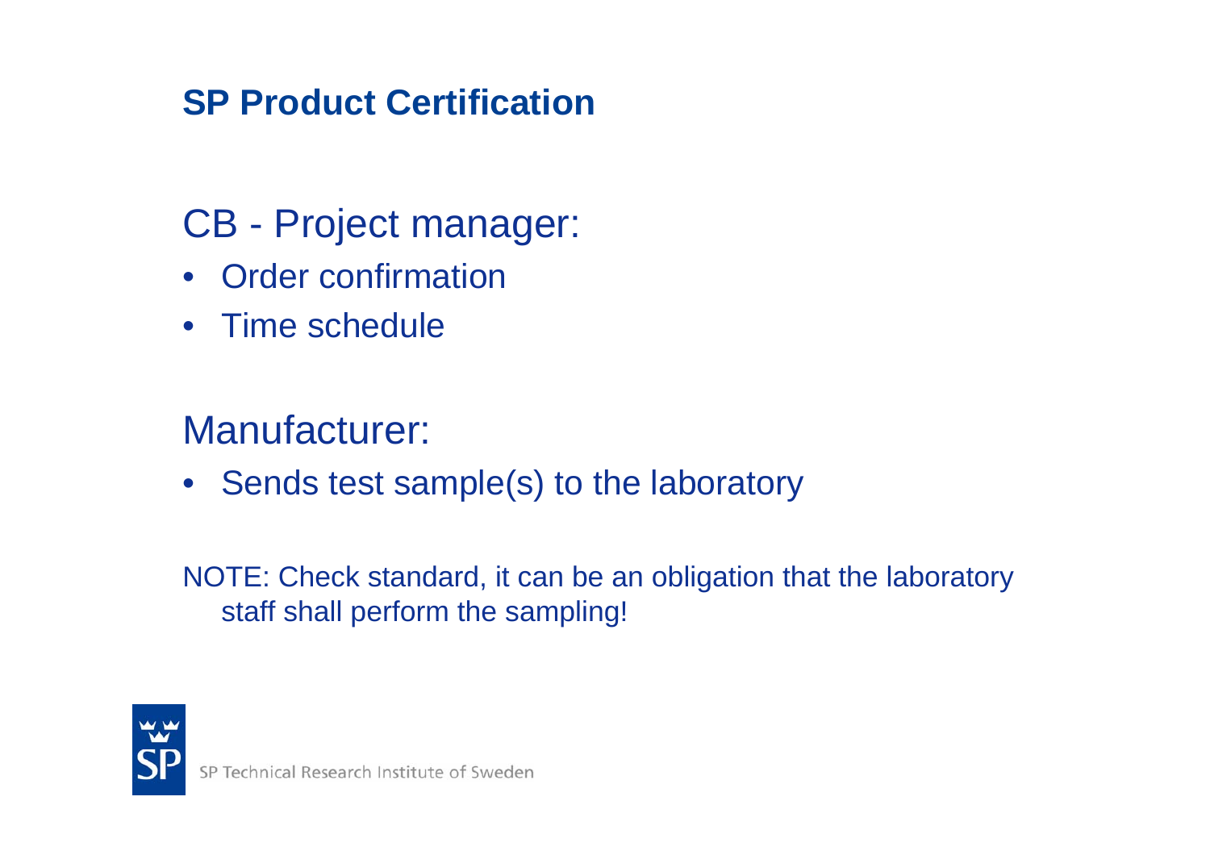# SP Product Certification

## CB - Project manager:

- Order confirmation
- Time schedule

## Manufacturer:

- Sends test sample(s) to the laboratory

NOTE: Check standard, it can be an obligation that the laboratory staff shall perform the sampling!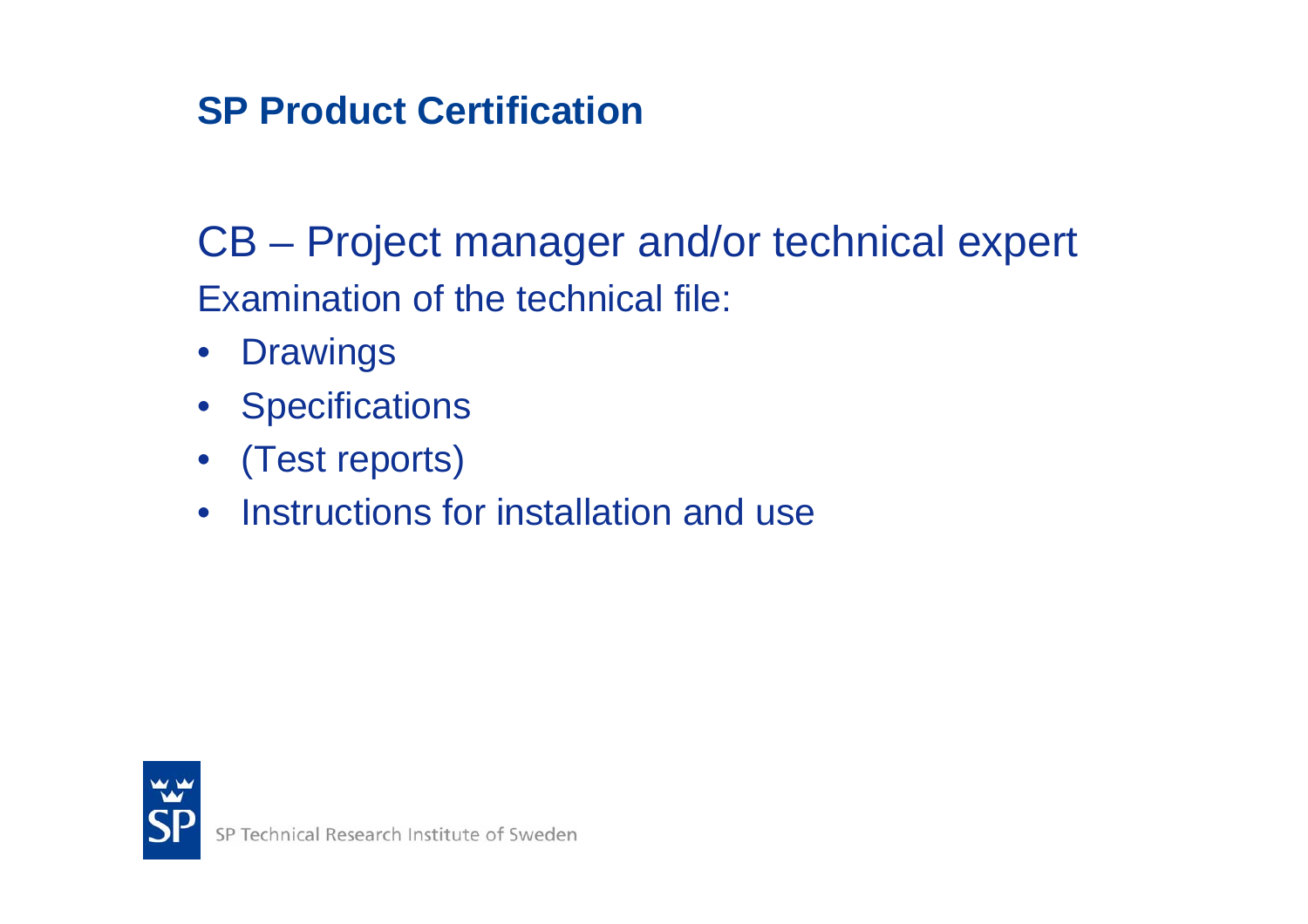## SP Product Certification

CB – Project manager and/or technical expert

Examination of the technical file:

- Drawings
- Specifications
- (Test reports)
- Instructions for installation and use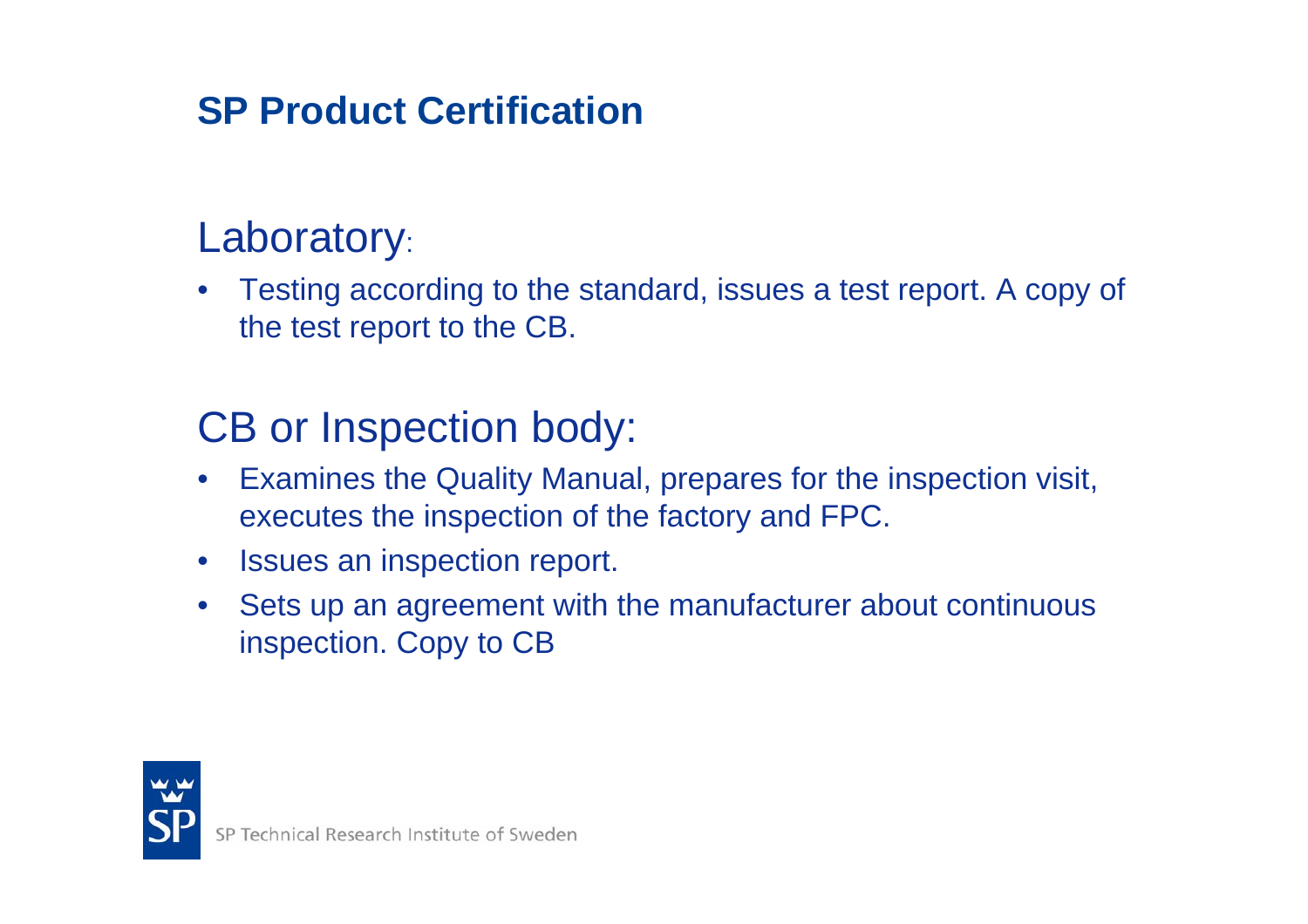## SP Product Certification

### Laboratory:

- Testing according to the standard, issues a test report. A copy of the test report to the CB.

### CB or Inspection body:

- Examines the Quality Manual, prepares for the inspection visit, executes the inspection of the factory and FPC.
- Issues an inspection report.
- Sets up an agreement with the manufacturer about continuous inspection. Copy to CB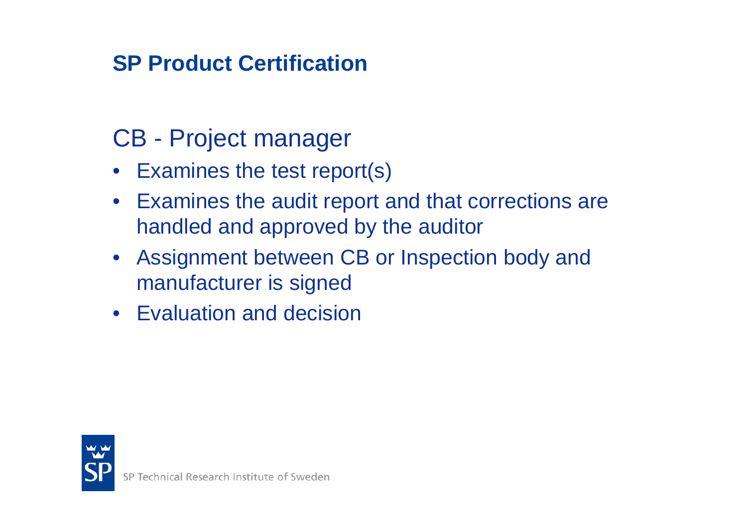# SP Product Certification

## CB - Project manager

- Examines the test report(s)
- Examines the audit report and that corrections are handled and approved by the auditor
- Assignment between CB or Inspection body and manufacturer is signed
- Evaluation and decision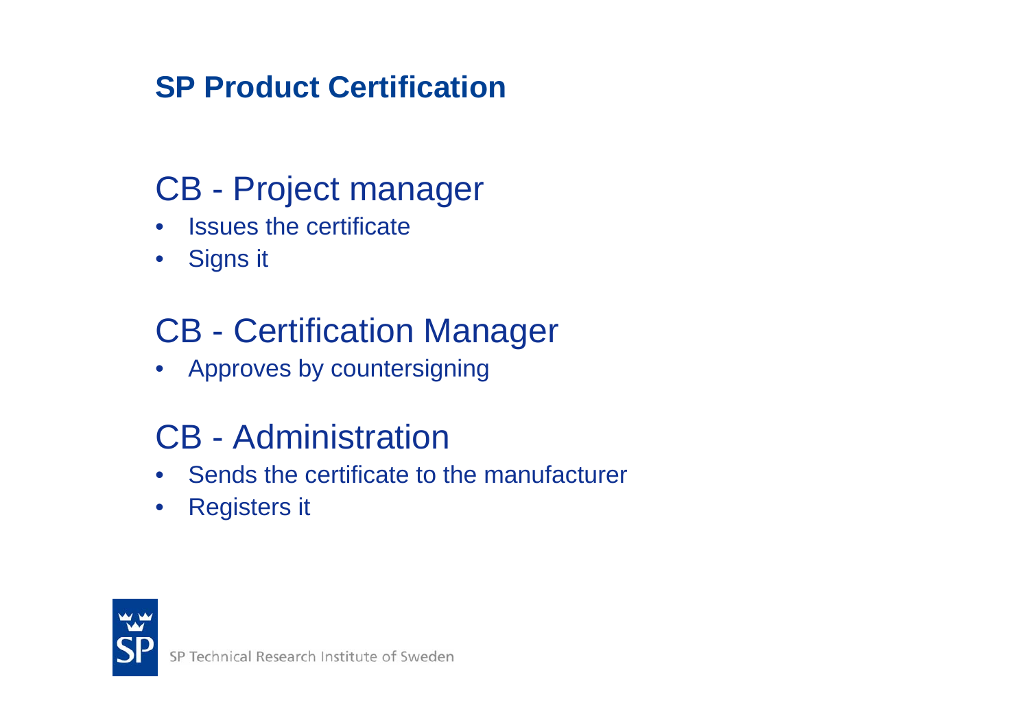# SP Product Certification

## CB - Project manager

- Issues the certificate
- Signs it

## CB - Certification Manager

- Approves by countersigning

## CB - Administration

- Sends the certificate to the manufacturer
- Registers it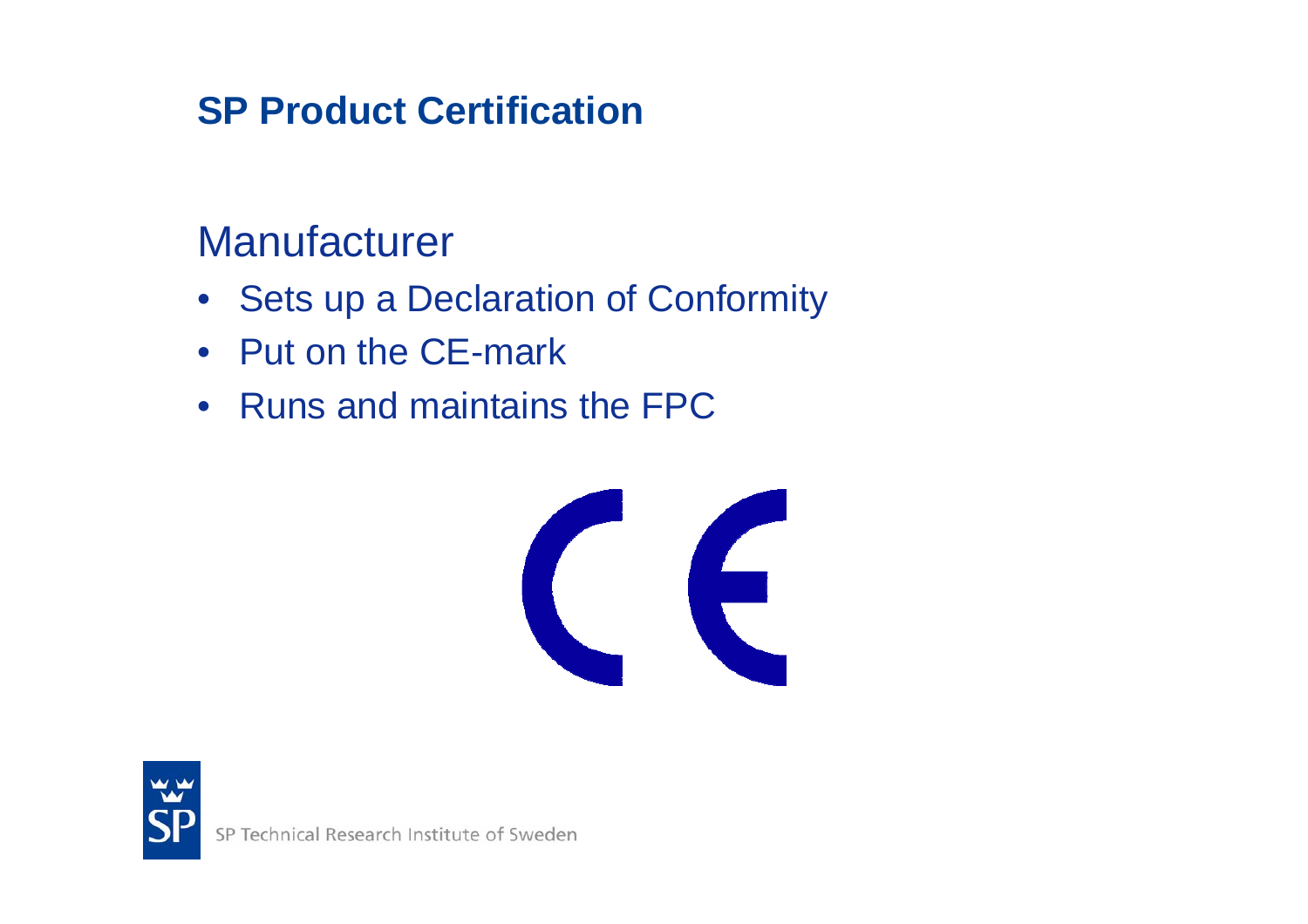# SP Product Certification

## Manufacturer

- Sets up a Declaration of Conformity
- Put on the CE-mark
- Runs and maintains the FPC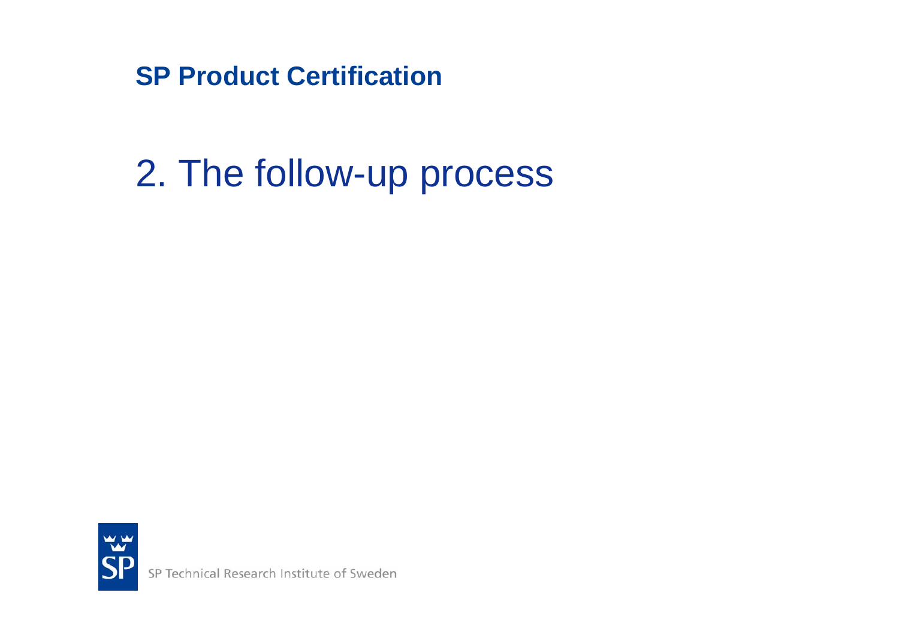**SP Product Certification**

# 2. The follow-up process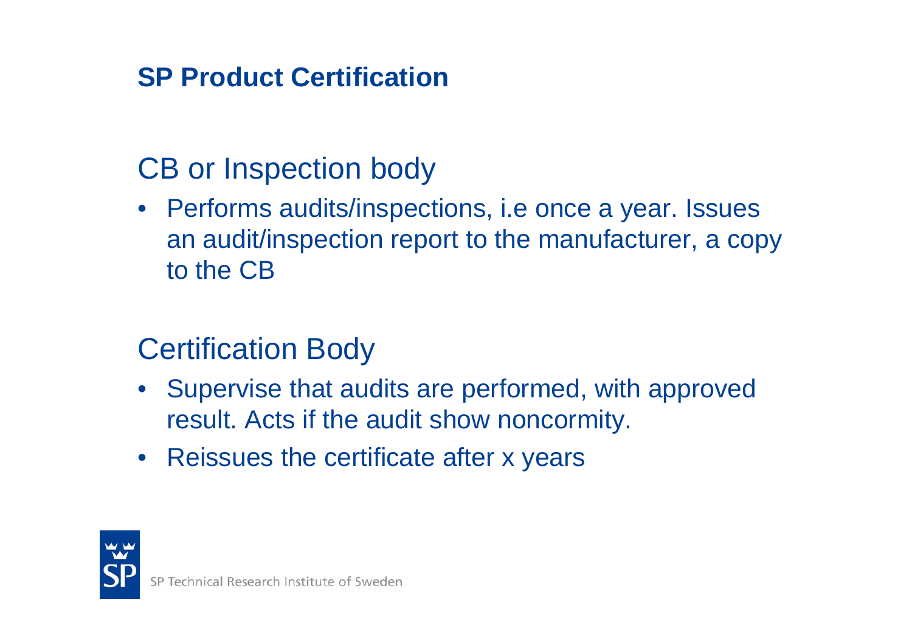# SP Product Certification

## CB or Inspection body

- Performs audits/inspections, i.e once a year. Issues an audit/inspection report to the manufacturer, a copy to the CB

## Certification Body

- Supervise that audits are performed, with approved result. Acts if the audit show noncormity.
- Reissues the certificate after x years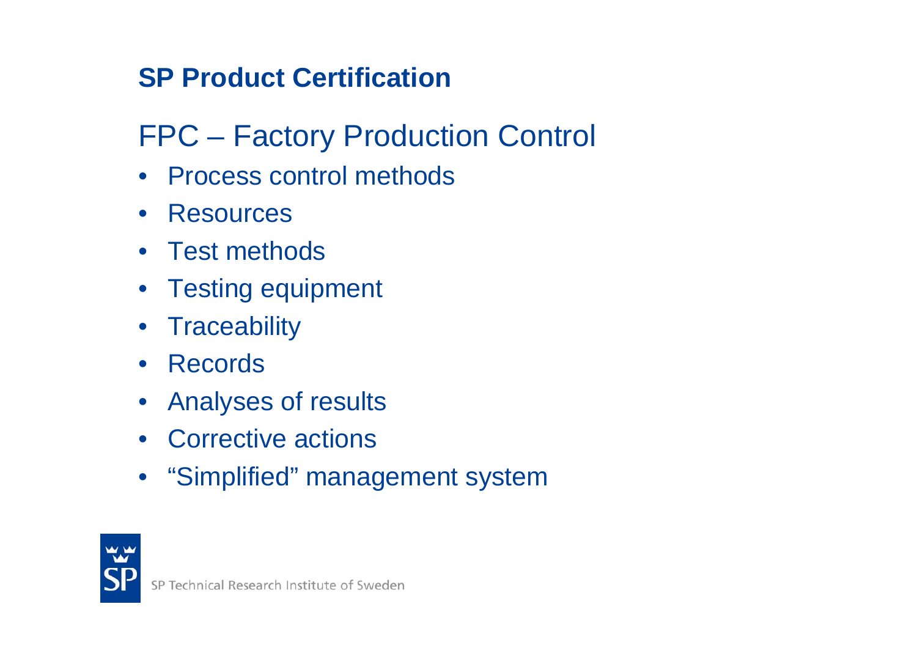# SP Product Certification

## FPC – Factory Production Control

- Process control methods
- Resources
- Test methods
- Testing equipment
- Traceability
- Records
- Analyses of results
- Corrective actions
- “Simplified” management system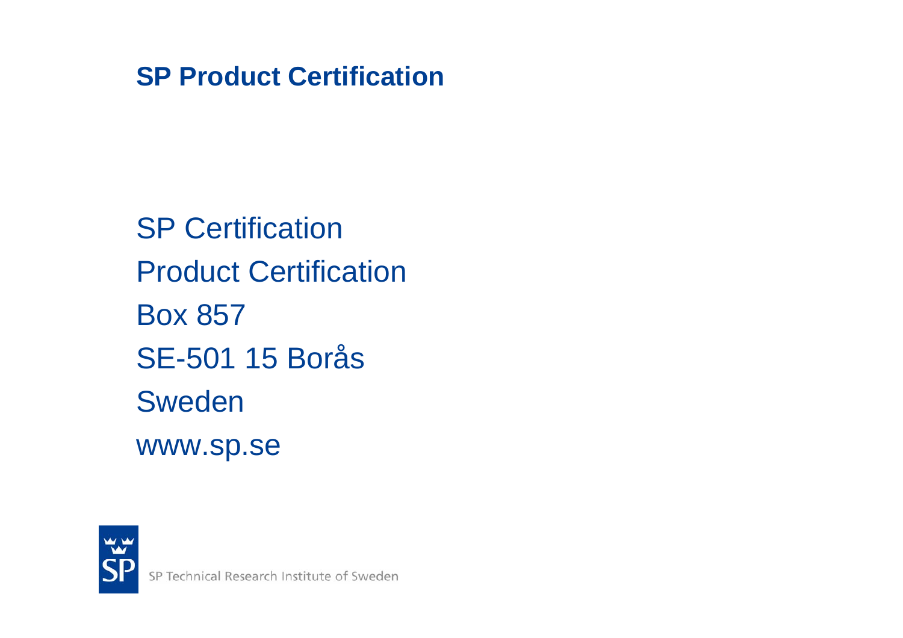## SP Product Certification

SP Certification

Product Certification

Box 857

SE-501 15 Borås

Sweden

www.sp.se

SP Technical Research Institute of Sweden